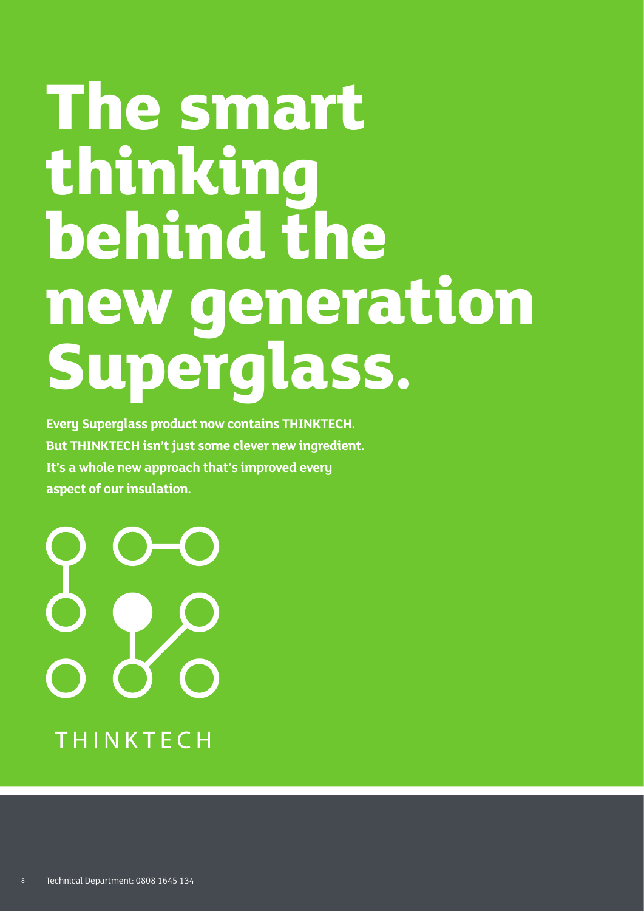# The smart thinking behind the new generation Superglass.

**Every Superglass product now contains THINKTECH. But THINKTECH isn't just some clever new ingredient. It's a whole new approach that's improved every aspect of our insulation.**

THINKTECH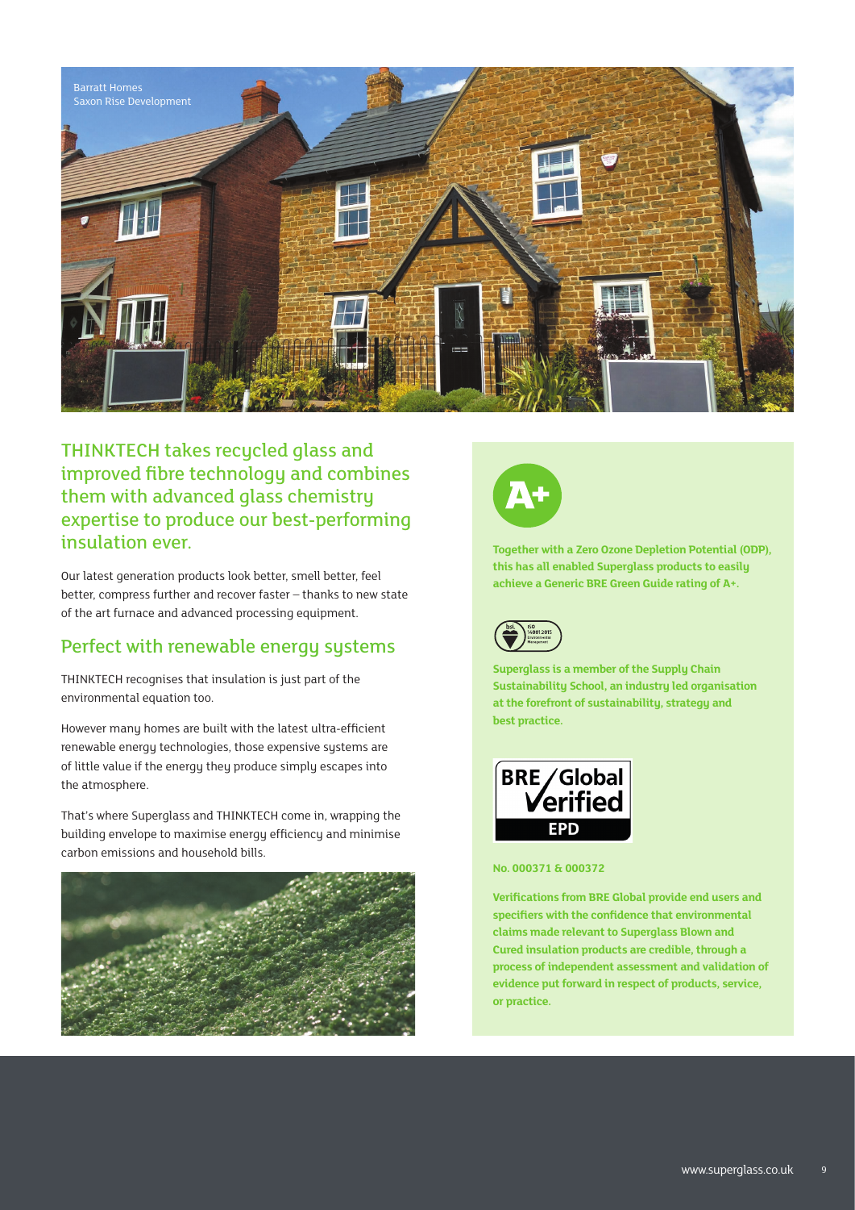Barratt Homes
Saxon Rise Development

## THINKTECH takes recycled glass and improved fibre technology and combines them with advanced glass chemistry expertise to produce our best-performing insulation ever.

Our latest generation products look better, smell better, feel better, compress further and recover faster – thanks to new state of the art furnace and advanced processing equipment.

## Perfect with renewable energy systems

THINKTECH recognises that insulation is just part of the environmental equation too.

However many homes are built with the latest ultra-efficient renewable energy technologies, those expensive systems are of little value if the energy they produce simply escapes into the atmosphere.

That's where Superglass and THINKTECH come in, wrapping the building envelope to maximise energy efficiency and minimise carbon emissions and household bills.

A+

**Together with a Zero Ozone Depletion Potential (ODP), this has all enabled Superglass products to easily achieve a Generic BRE Green Guide rating of A+.**

bsi. ISO 14001:2015 Environmental Management

**Superglass is a member of the Supply Chain Sustainability School, an industry led organisation at the forefront of sustainability, strategy and best practice.**

BRE Global Verified EPD

**No. 000371 & 000372**

**Verifications from BRE Global provide end users and specifiers with the confidence that environmental claims made relevant to Superglass Blown and Cured insulation products are credible, through a process of independent assessment and validation of evidence put forward in respect of products, service, or practice.**

www.superglass.co.uk